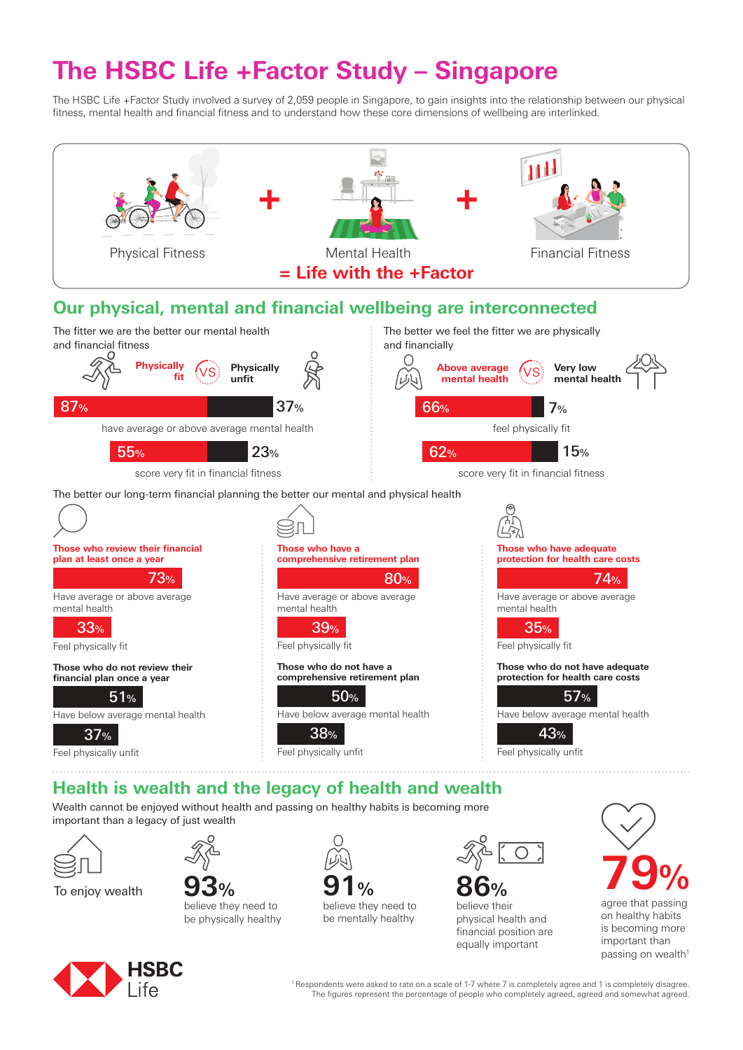# The HSBC Life +Factor Study – Singapore

The HSBC Life +Factor Study involved a survey of 2,059 people in Singapore, to gain insights into the relationship between our physical fitness, mental health and financial fitness and to understand how these core dimensions of wellbeing are interlinked.

Physical Fitness + Mental Health + Financial Fitness

**= Life with the +Factor**

## Our physical, mental and financial wellbeing are interconnected

The fitter we are the better our mental health and financial fitness

**Physically fit** VS **Physically unfit**

87% | 37% have average or above average mental health

55% | 23% score very fit in financial fitness

The better we feel the fitter we are physically and financially

**Above average mental health** VS **Very low mental health**

66% | 7% feel physically fit

62% | 15% score very fit in financial fitness

The better our long-term financial planning the better our mental and physical health

**Those who review their financial plan at least once a year**

73% Have average or above average mental health

33% Feel physically fit

**Those who do not review their financial plan once a year**

51% Have below average mental health

37% Feel physically unfit

**Those who have a comprehensive retirement plan**

80% Have average or above average mental health

39% Feel physically fit

**Those who do not have a comprehensive retirement plan**

50% Have below average mental health

38% Feel physically unfit

**Those who have adequate protection for health care costs**

74% Have average or above average mental health

35% Feel physically fit

**Those who do not have adequate protection for health care costs**

57% Have below average mental health

43% Feel physically unfit

## Health is wealth and the legacy of health and wealth

Wealth cannot be enjoyed without health and passing on healthy habits is becoming more important than a legacy of just wealth

To enjoy wealth

**93%** believe they need to be physically healthy

**91%** believe they need to be mentally healthy

**86%** believe their physical health and financial position are equally important

**79%** agree that passing on healthy habits is becoming more important than passing on wealth[1]

HSBC Life

[1] Respondents were asked to rate on a scale of 1-7 where 7 is completely agree and 1 is completely disagree. The figures represent the percentage of people who completely agreed, agreed and somewhat agreed.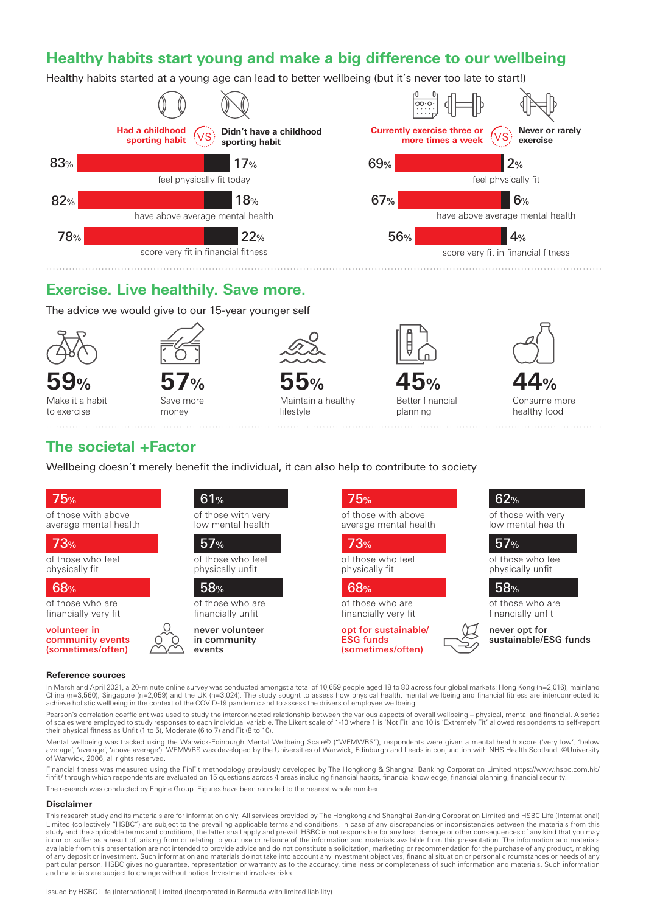## Healthy habits start young and make a big difference to our wellbeing

Healthy habits started at a young age can lead to better wellbeing (but it's never too late to start!)

**Had a childhood sporting habit** VS **Didn't have a childhood sporting habit**

83% | 17%
feel physically fit today

82% | 18%
have above average mental health

78% | 22%
score very fit in financial fitness

**Currently exercise three or more times a week** VS **Never or rarely exercise**

69% | 2%
feel physically fit

67% | 6%
have above average mental health

56% | 4%
score very fit in financial fitness

## Exercise. Live healthily. Save more.

The advice we would give to our 15-year younger self

**59%** Make it a habit to exercise

**57%** Save more money

**55%** Maintain a healthy lifestyle

**45%** Better financial planning

**44%** Consume more healthy food

## The societal +Factor

Wellbeing doesn't merely benefit the individual, it can also help to contribute to society

75% of those with above average mental health
73% of those who feel physically fit
68% of those who are financially very fit
**volunteer in community events (sometimes/often)**

61% of those with very low mental health
57% of those who feel physically unfit
58% of those who are financially unfit
**never volunteer in community events**

75% of those with above average mental health
73% of those who feel physically fit
68% of those who are financially very fit
**opt for sustainable/ ESG funds (sometimes/often)**

62% of those with very low mental health
57% of those who feel physically unfit
58% of those who are financially unfit
**never opt for sustainable/ESG funds**

### Reference sources

In March and April 2021, a 20-minute online survey was conducted amongst a total of 10,659 people aged 18 to 80 across four global markets: Hong Kong (n=2,016), mainland China (n=3,560), Singapore (n=2,059) and the UK (n=3,024). The study sought to assess how physical health, mental wellbeing and financial fitness are interconnected to achieve holistic wellbeing in the context of the COVID-19 pandemic and to assess the drivers of employee wellbeing.

Pearson's correlation coefficient was used to study the interconnected relationship between the various aspects of overall wellbeing – physical, mental and financial. A series of scales were employed to study responses to each individual variable. The Likert scale of 1-10 where 1 is 'Not Fit' and 10 is 'Extremely Fit' allowed respondents to self-report their physical fitness as Unfit (1 to 5), Moderate (6 to 7) and Fit (8 to 10).

Mental wellbeing was tracked using the Warwick-Edinburgh Mental Wellbeing Scale© ("WEMWBS"), respondents were given a mental health score ('very low', 'below average', 'average', 'above average'). WEMWBS was developed by the Universities of Warwick, Edinburgh and Leeds in conjunction with NHS Health Scotland. ©University of Warwick, 2006, all rights reserved.

Financial fitness was measured using the FinFit methodology previously developed by The Hongkong & Shanghai Banking Corporation Limited https://www.hsbc.com.hk/finfit/ through which respondents are evaluated on 15 questions across 4 areas including financial habits, financial knowledge, financial planning, financial security.

The research was conducted by Engine Group. Figures have been rounded to the nearest whole number.

### Disclaimer

This research study and its materials are for information only. All services provided by The Hongkong and Shanghai Banking Corporation Limited and HSBC Life (International) Limited (collectively "HSBC") are subject to the prevailing applicable terms and conditions. In case of any discrepancies or inconsistencies between the materials from this study and the applicable terms and conditions, the latter shall apply and prevail. HSBC is not responsible for any loss, damage or other consequences of any kind that you may incur or suffer as a result of, arising from or relating to your use or reliance of the information and materials available from this presentation. The information and materials available from this presentation are not intended to provide advice and do not constitute a solicitation, marketing or recommendation for the purchase of any product, making of any deposit or investment. Such information and materials do not take into account any investment objectives, financial situation or personal circumstances or needs of any particular person. HSBC gives no guarantee, representation or warranty as to the accuracy, timeliness or completeness of such information and materials. Such information and materials are subject to change without notice. Investment involves risks.

Issued by HSBC Life (International) Limited (Incorporated in Bermuda with limited liability)